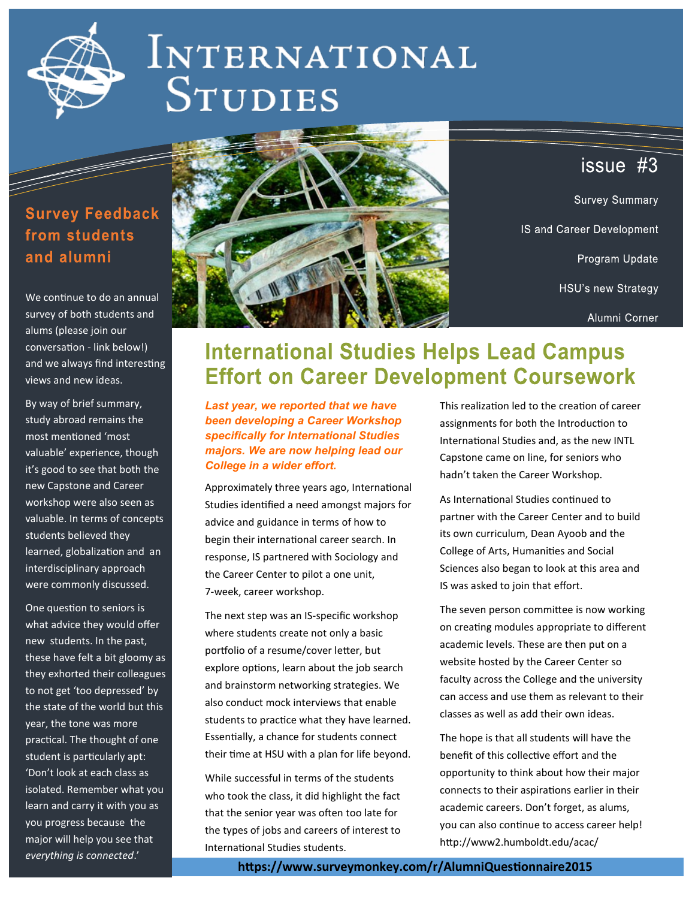# International Studies

## issue #3

Survey Summary

IS and Career Development

Program Update

HSU's new Strategy

Alumni Corner

## Survey Feedback from students and alumni

We continue to do an annual survey of both students and alums (please join our conversation - link below!) and we always find interesting views and new ideas.

By way of brief summary, study abroad remains the most mentioned 'most valuable' experience, though it's good to see that both the new Capstone and Career workshop were also seen as valuable. In terms of concepts students believed they learned, globalization and an interdisciplinary approach were commonly discussed.

One question to seniors is what advice they would offer new students. In the past, these have felt a bit gloomy as they exhorted their colleagues to not get 'too depressed' by the state of the world but this year, the tone was more practical. The thought of one student is particularly apt: 'Don't look at each class as isolated. Remember what you learn and carry it with you as you progress because the major will help you see that *everything is connected*.'

## International Studies Helps Lead Campus Effort on Career Development Coursework

***Last year, we reported that we have been developing a Career Workshop specifically for International Studies majors. We are now helping lead our College in a wider effort.***

Approximately three years ago, International Studies identified a need amongst majors for advice and guidance in terms of how to begin their international career search. In response, IS partnered with Sociology and the Career Center to pilot a one unit, 7-week, career workshop.

The next step was an IS-specific workshop where students create not only a basic portfolio of a resume/cover letter, but explore options, learn about the job search and brainstorm networking strategies. We also conduct mock interviews that enable students to practice what they have learned. Essentially, a chance for students connect their time at HSU with a plan for life beyond.

While successful in terms of the students who took the class, it did highlight the fact that the senior year was often too late for the types of jobs and careers of interest to International Studies students.

This realization led to the creation of career assignments for both the Introduction to International Studies and, as the new INTL Capstone came on line, for seniors who hadn't taken the Career Workshop.

As International Studies continued to partner with the Career Center and to build its own curriculum, Dean Ayoob and the College of Arts, Humanities and Social Sciences also began to look at this area and IS was asked to join that effort.

The seven person committee is now working on creating modules appropriate to different academic levels. These are then put on a website hosted by the Career Center so faculty across the College and the university can access and use them as relevant to their classes as well as add their own ideas.

The hope is that all students will have the benefit of this collective effort and the opportunity to think about how their major connects to their aspirations earlier in their academic careers. Don't forget, as alums, you can also continue to access career help! http://www2.humboldt.edu/acac/

**https://www.surveymonkey.com/r/AlumniQuestionnaire2015**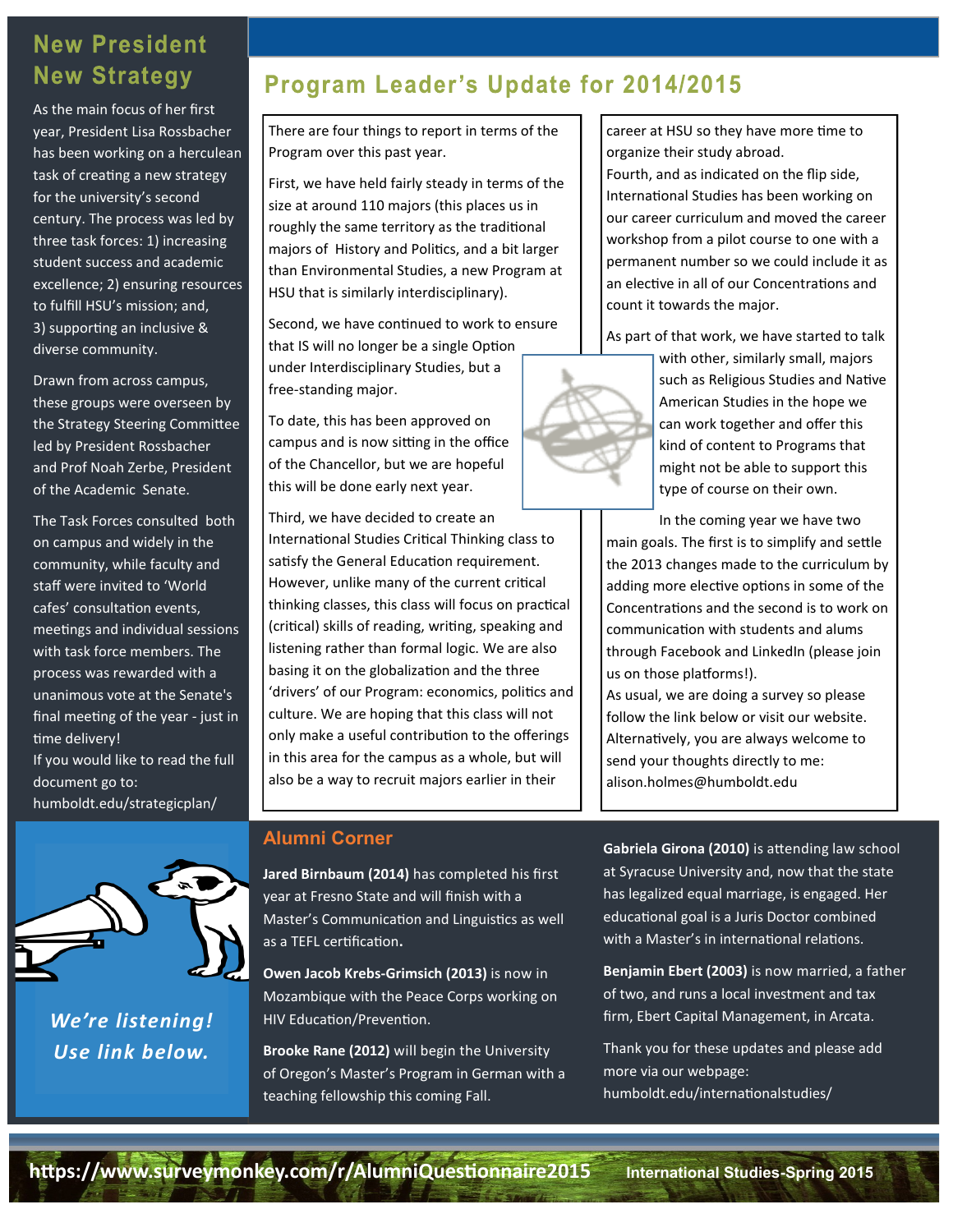## New President New Strategy

As the main focus of her first year, President Lisa Rossbacher has been working on a herculean task of creating a new strategy for the university's second century. The process was led by three task forces: 1) increasing student success and academic excellence; 2) ensuring resources to fulfill HSU's mission; and, 3) supporting an inclusive & diverse community.

Drawn from across campus, these groups were overseen by the Strategy Steering Committee led by President Rossbacher and Prof Noah Zerbe, President of the Academic Senate.

The Task Forces consulted both on campus and widely in the community, while faculty and staff were invited to 'World cafes' consultation events, meetings and individual sessions with task force members. The process was rewarded with a unanimous vote at the Senate's final meeting of the year - just in time delivery!

If you would like to read the full document go to: humboldt.edu/strategicplan/

*We're listening! Use link below.*

## Program Leader's Update for 2014/2015

There are four things to report in terms of the Program over this past year.

First, we have held fairly steady in terms of the size at around 110 majors (this places us in roughly the same territory as the traditional majors of History and Politics, and a bit larger than Environmental Studies, a new Program at HSU that is similarly interdisciplinary).

Second, we have continued to work to ensure that IS will no longer be a single Option under Interdisciplinary Studies, but a free-standing major.

To date, this has been approved on campus and is now sitting in the office of the Chancellor, but we are hopeful this will be done early next year.

Third, we have decided to create an International Studies Critical Thinking class to satisfy the General Education requirement. However, unlike many of the current critical thinking classes, this class will focus on practical (critical) skills of reading, writing, speaking and listening rather than formal logic. We are also basing it on the globalization and the three 'drivers' of our Program: economics, politics and culture. We are hoping that this class will not only make a useful contribution to the offerings in this area for the campus as a whole, but will also be a way to recruit majors earlier in their career at HSU so they have more time to organize their study abroad.

Fourth, and as indicated on the flip side, International Studies has been working on our career curriculum and moved the career workshop from a pilot course to one with a permanent number so we could include it as an elective in all of our Concentrations and count it towards the major.

As part of that work, we have started to talk with other, similarly small, majors such as Religious Studies and Native American Studies in the hope we can work together and offer this kind of content to Programs that might not be able to support this type of course on their own.

In the coming year we have two main goals. The first is to simplify and settle the 2013 changes made to the curriculum by adding more elective options in some of the Concentrations and the second is to work on communication with students and alums through Facebook and LinkedIn (please join us on those platforms!).

As usual, we are doing a survey so please follow the link below or visit our website. Alternatively, you are always welcome to send your thoughts directly to me: alison.holmes@humboldt.edu

## Alumni Corner

**Jared Birnbaum (2014)** has completed his first year at Fresno State and will finish with a Master's Communication and Linguistics as well as a TEFL certification**.**

**Owen Jacob Krebs-Grimsich (2013)** is now in Mozambique with the Peace Corps working on HIV Education/Prevention.

**Brooke Rane (2012)** will begin the University of Oregon's Master's Program in German with a teaching fellowship this coming Fall.

**Gabriela Girona (2010)** is attending law school at Syracuse University and, now that the state has legalized equal marriage, is engaged. Her educational goal is a Juris Doctor combined with a Master's in international relations.

**Benjamin Ebert (2003)** is now married, a father of two, and runs a local investment and tax firm, Ebert Capital Management, in Arcata.

Thank you for these updates and please add more via our webpage: humboldt.edu/internationalstudies/

**https://www.surveymonkey.com/r/AlumniQuestionnaire2015**